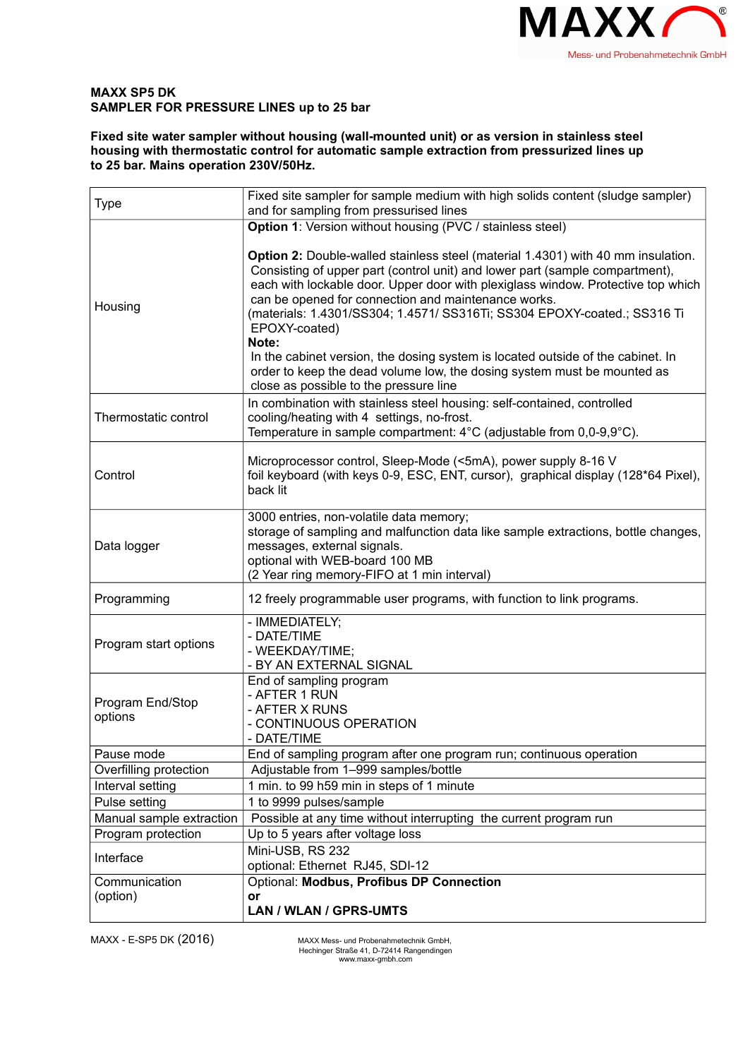**MAXX SP5 DK**
**SAMPLER FOR PRESSURE LINES up to 25 bar**

**Fixed site water sampler without housing (wall-mounted unit) or as version in stainless steel housing with thermostatic control for automatic sample extraction from pressurized lines up to 25 bar. Mains operation 230V/50Hz.**

| | |
|---|---|
| Type | Fixed site sampler for sample medium with high solids content (sludge sampler) and for sampling from pressurised lines |
| Housing | **Option 1**: Version without housing (PVC / stainless steel)<br><br>**Option 2:** Double-walled stainless steel (material 1.4301) with 40 mm insulation. Consisting of upper part (control unit) and lower part (sample compartment), each with lockable door. Upper door with plexiglass window. Protective top which can be opened for connection and maintenance works.<br>(materials: 1.4301/SS304; 1.4571/ SS316Ti; SS304 EPOXY-coated.; SS316 Ti EPOXY-coated)<br>**Note:**<br>In the cabinet version, the dosing system is located outside of the cabinet. In order to keep the dead volume low, the dosing system must be mounted as close as possible to the pressure line |
| Thermostatic control | In combination with stainless steel housing: self-contained, controlled cooling/heating with 4 settings, no-frost.<br>Temperature in sample compartment: 4°C (adjustable from 0,0-9,9°C). |
| Control | Microprocessor control, Sleep-Mode (<5mA), power supply 8-16 V<br>foil keyboard (with keys 0-9, ESC, ENT, cursor), graphical display (128*64 Pixel), back lit |
| Data logger | 3000 entries, non-volatile data memory;<br>storage of sampling and malfunction data like sample extractions, bottle changes, messages, external signals.<br>optional with WEB-board 100 MB<br>(2 Year ring memory-FIFO at 1 min interval) |
| Programming | 12 freely programmable user programs, with function to link programs. |
| Program start options | - IMMEDIATELY;<br>- DATE/TIME<br>- WEEKDAY/TIME;<br>- BY AN EXTERNAL SIGNAL |
| Program End/Stop options | End of sampling program<br>- AFTER 1 RUN<br>- AFTER X RUNS<br>- CONTINUOUS OPERATION<br>- DATE/TIME |
| Pause mode | End of sampling program after one program run; continuous operation |
| Overfilling protection | Adjustable from 1–999 samples/bottle |
| Interval setting | 1 min. to 99 h59 min in steps of 1 minute |
| Pulse setting | 1 to 9999 pulses/sample |
| Manual sample extraction | Possible at any time without interrupting the current program run |
| Program protection | Up to 5 years after voltage loss |
| Interface | Mini-USB, RS 232<br>optional: Ethernet RJ45, SDI-12 |
| Communication (option) | Optional: **Modbus, Profibus DP Connection**<br>**or**<br>**LAN / WLAN / GPRS-UMTS** |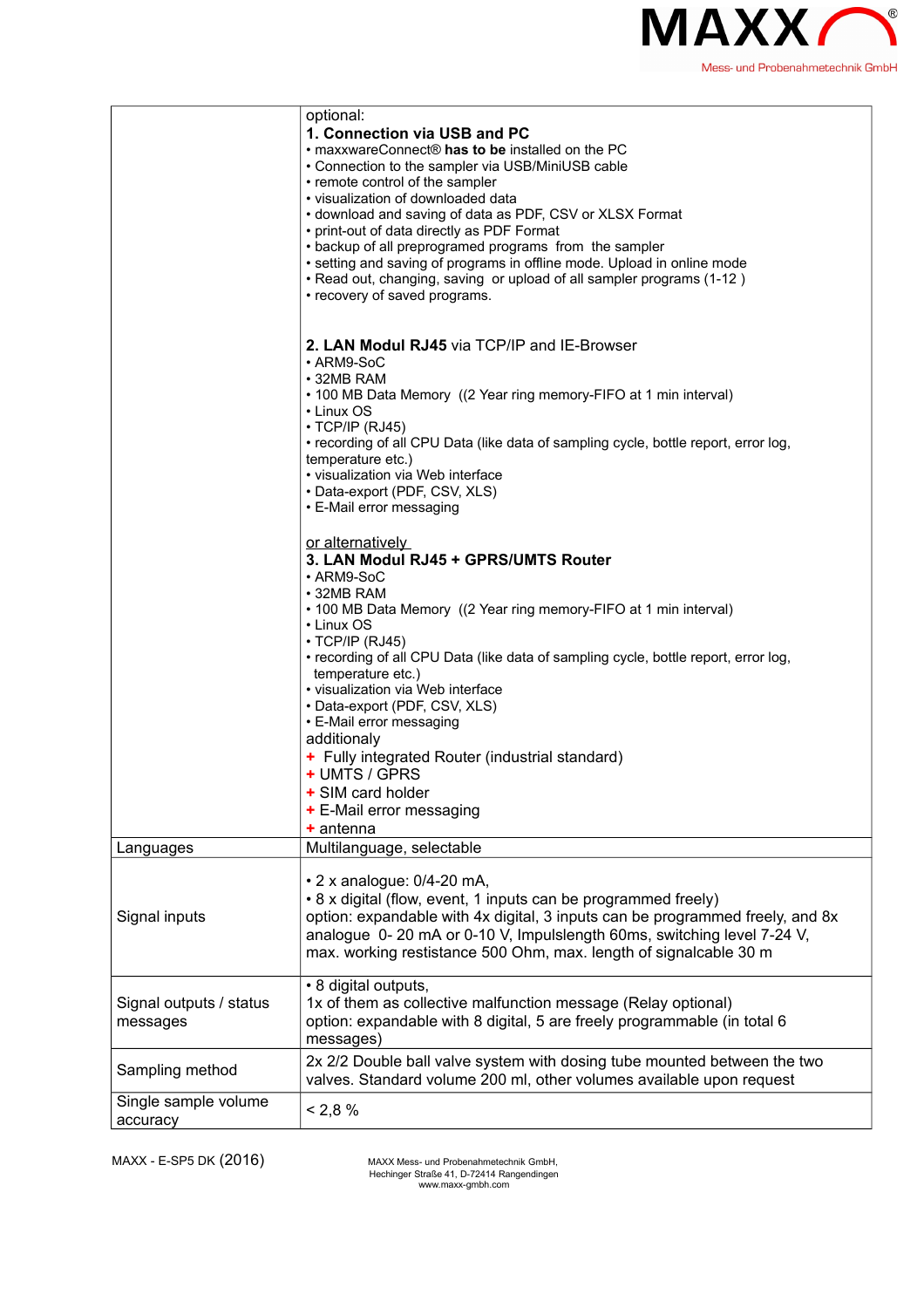| | |
|---|---|
| | optional:<br>**1. Connection via USB and PC**<br>• maxxwareConnect® **has to be** installed on the PC<br>• Connection to the sampler via USB/MiniUSB cable<br>• remote control of the sampler<br>• visualization of downloaded data<br>• download and saving of data as PDF, CSV or XLSX Format<br>• print-out of data directly as PDF Format<br>• backup of all preprogramed programs from the sampler<br>• setting and saving of programs in offline mode. Upload in online mode<br>• Read out, changing, saving or upload of all sampler programs (1-12 )<br>• recovery of saved programs.<br><br>**2. LAN Modul RJ45** via TCP/IP and IE-Browser<br>• ARM9-SoC<br>• 32MB RAM<br>• 100 MB Data Memory ((2 Year ring memory-FIFO at 1 min interval)<br>• Linux OS<br>• TCP/IP (RJ45)<br>• recording of all CPU Data (like data of sampling cycle, bottle report, error log, temperature etc.)<br>• visualization via Web interface<br>• Data-export (PDF, CSV, XLS)<br>• E-Mail error messaging<br><br>or alternatively<br>**3. LAN Modul RJ45 + GPRS/UMTS Router**<br>• ARM9-SoC<br>• 32MB RAM<br>• 100 MB Data Memory ((2 Year ring memory-FIFO at 1 min interval)<br>• Linux OS<br>• TCP/IP (RJ45)<br>• recording of all CPU Data (like data of sampling cycle, bottle report, error log, temperature etc.)<br>• visualization via Web interface<br>• Data-export (PDF, CSV, XLS)<br>• E-Mail error messaging<br>additionaly<br>+ Fully integrated Router (industrial standard)<br>+ UMTS / GPRS<br>+ SIM card holder<br>+ E-Mail error messaging<br>+ antenna |
| Languages | Multilanguage, selectable |
| Signal inputs | • 2 x analogue: 0/4-20 mA,<br>• 8 x digital (flow, event, 1 inputs can be programmed freely)<br>option: expandable with 4x digital, 3 inputs can be programmed freely, and 8x analogue 0- 20 mA or 0-10 V, Impulslength 60ms, switching level 7-24 V, max. working restistance 500 Ohm, max. length of signalcable 30 m |
| Signal outputs / status messages | • 8 digital outputs,<br>1x of them as collective malfunction message (Relay optional)<br>option: expandable with 8 digital, 5 are freely programmable (in total 6 messages) |
| Sampling method | 2x 2/2 Double ball valve system with dosing tube mounted between the two valves. Standard volume 200 ml, other volumes available upon request |
| Single sample volume accuracy | < 2,8 % |

MAXX - E-SP5 DK (2016)

MAXX Mess- und Probenahmetechnik GmbH, Hechinger Straße 41, D-72414 Rangendingen www.maxx-gmbh.com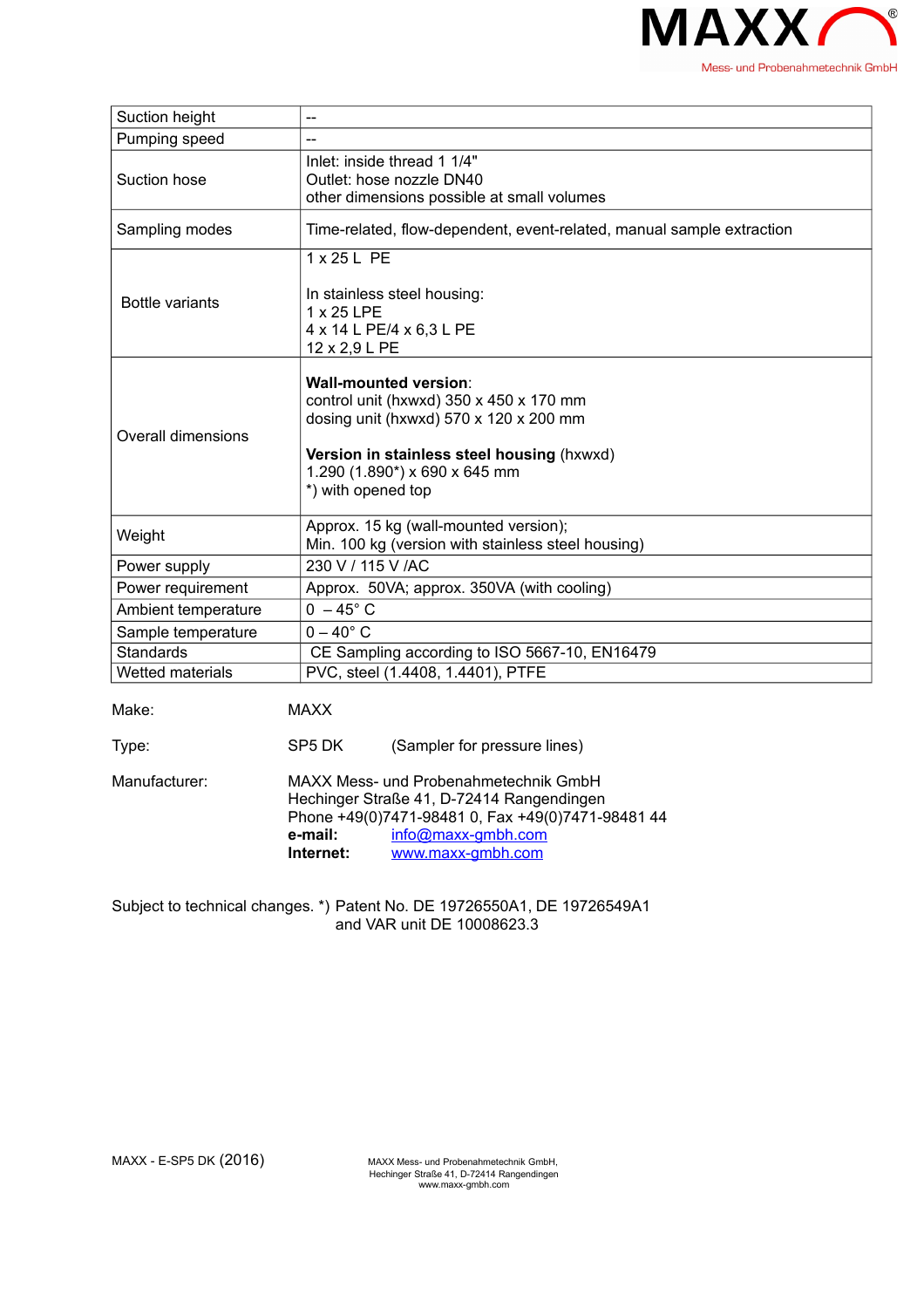| | |
|---|---|
| Suction height | -- |
| Pumping speed | -- |
| Suction hose | Inlet: inside thread 1 1/4"<br>Outlet: hose nozzle DN40<br>other dimensions possible at small volumes |
| Sampling modes | Time-related, flow-dependent, event-related, manual sample extraction |
| Bottle variants | 1 x 25 L PE<br><br>In stainless steel housing:<br>1 x 25 LPE<br>4 x 14 L PE/4 x 6,3 L PE<br>12 x 2,9 L PE |
| Overall dimensions | **Wall-mounted version**:<br>control unit (hxwxd) 350 x 450 x 170 mm<br>dosing unit (hxwxd) 570 x 120 x 200 mm<br><br>**Version in stainless steel housing** (hxwxd)<br>1.290 (1.890*) x 690 x 645 mm<br>*) with opened top |
| Weight | Approx. 15 kg (wall-mounted version);<br>Min. 100 kg (version with stainless steel housing) |
| Power supply | 230 V / 115 V /AC |
| Power requirement | Approx. 50VA; approx. 350VA (with cooling) |
| Ambient temperature | 0 – 45° C |
| Sample temperature | 0 – 40° C |
| Standards | CE Sampling according to ISO 5667-10, EN16479 |
| Wetted materials | PVC, steel (1.4408, 1.4401), PTFE |

Make: MAXX

Type: SP5 DK (Sampler for pressure lines)

Manufacturer: MAXX Mess- und Probenahmetechnik GmbH
Hechinger Straße 41, D-72414 Rangendingen
Phone +49(0)7471-98481 0, Fax +49(0)7471-98481 44
**e-mail:** info@maxx-gmbh.com
**Internet:** www.maxx-gmbh.com

Subject to technical changes. *) Patent No. DE 19726550A1, DE 19726549A1
and VAR unit DE 10008623.3

MAXX - E-SP5 DK (2016)